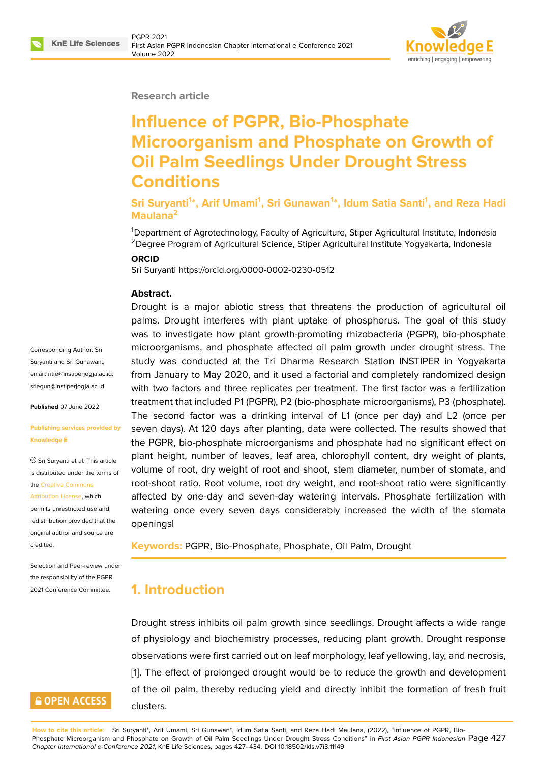Research article

# Influence of PGPR, Bio-Phosphate Microorganism and Phosphate on Growth of Oil Palm Seedlings Under Drought Stress Conditions

**Sri Suryanti[1]*, Arif Umami[1], Sri Gunawan[1]*, Idum Satia Santi[1], and Reza Hadi Maulana[2]**

[1]Department of Agrotechnology, Faculty of Agriculture, Stiper Agricultural Institute, Indonesia
[2]Degree Program of Agricultural Science, Stiper Agricultural Institute Yogyakarta, Indonesia

**ORCID**

Sri Suryanti https://orcid.org/0000-0002-0230-0512

Corresponding Author: Sri Suryanti and Sri Gunawan.; email: ntie@instiperjogja.ac.id; sriegun@instiperjogja.ac.id

**Published** 07 June 2022

**Publishing services provided by Knowledge E**

© Sri Suryanti et al. This article is distributed under the terms of the Creative Commons Attribution License, which permits unrestricted use and redistribution provided that the original author and source are credited.

Selection and Peer-review under the responsibility of the PGPR 2021 Conference Committee.

**Abstract.**

Drought is a major abiotic stress that threatens the production of agricultural oil palms. Drought interferes with plant uptake of phosphorus. The goal of this study was to investigate how plant growth-promoting rhizobacteria (PGPR), bio-phosphate microorganisms, and phosphate affected oil palm growth under drought stress. The study was conducted at the Tri Dharma Research Station INSTIPER in Yogyakarta from January to May 2020, and it used a factorial and completely randomized design with two factors and three replicates per treatment. The first factor was a fertilization treatment that included P1 (PGPR), P2 (bio-phosphate microorganisms), P3 (phosphate). The second factor was a drinking interval of L1 (once per day) and L2 (once per seven days). At 120 days after planting, data were collected. The results showed that the PGPR, bio-phosphate microorganisms and phosphate had no significant effect on plant height, number of leaves, leaf area, chlorophyll content, dry weight of plants, volume of root, dry weight of root and shoot, stem diameter, number of stomata, and root-shoot ratio. Root volume, root dry weight, and root-shoot ratio were significantly affected by one-day and seven-day watering intervals. Phosphate fertilization with watering once every seven days considerably increased the width of the stomata openingsl

**Keywords:** PGPR, Bio-Phosphate, Phosphate, Oil Palm, Drought

## 1. Introduction

Drought stress inhibits oil palm growth since seedlings. Drought affects a wide range of physiology and biochemistry processes, reducing plant growth. Drought response observations were first carried out on leaf morphology, leaf yellowing, lay, and necrosis, [1]. The effect of prolonged drought would be to reduce the growth and development of the oil palm, thereby reducing yield and directly inhibit the formation of fresh fruit clusters.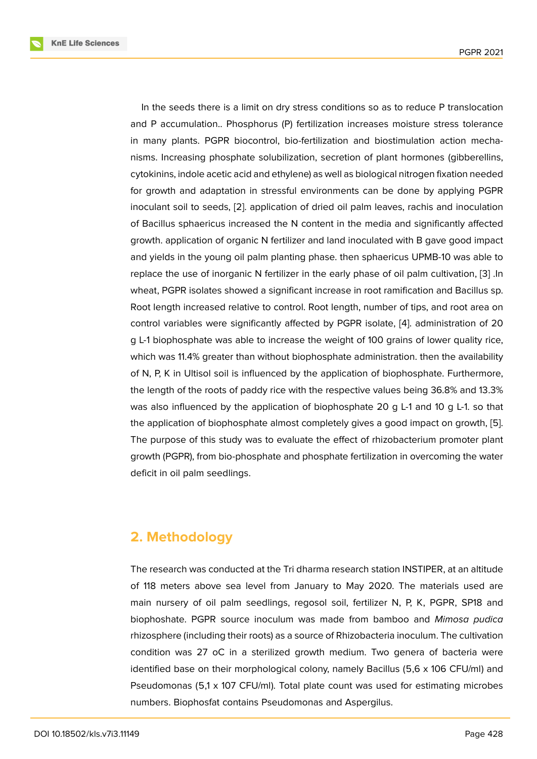In the seeds there is a limit on dry stress conditions so as to reduce P translocation and P accumulation.. Phosphorus (P) fertilization increases moisture stress tolerance in many plants. PGPR biocontrol, bio-fertilization and biostimulation action mechanisms. Increasing phosphate solubilization, secretion of plant hormones (gibberellins, cytokinins, indole acetic acid and ethylene) as well as biological nitrogen fixation needed for growth and adaptation in stressful environments can be done by applying PGPR inoculant soil to seeds, [2]. application of dried oil palm leaves, rachis and inoculation of Bacillus sphaericus increased the N content in the media and significantly affected growth. application of organic N fertilizer and land inoculated with B gave good impact and yields in the young oil palm planting phase. then sphaericus UPMB-10 was able to replace the use of inorganic N fertilizer in the early phase of oil palm cultivation, [3] .In wheat, PGPR isolates showed a significant increase in root ramification and Bacillus sp. Root length increased relative to control. Root length, number of tips, and root area on control variables were significantly affected by PGPR isolate, [4]. administration of 20 g L-1 biophosphate was able to increase the weight of 100 grains of lower quality rice, which was 11.4% greater than without biophosphate administration. then the availability of N, P, K in Ultisol soil is influenced by the application of biophosphate. Furthermore, the length of the roots of paddy rice with the respective values being 36.8% and 13.3% was also influenced by the application of biophosphate 20 g L-1 and 10 g L-1. so that the application of biophosphate almost completely gives a good impact on growth, [5]. The purpose of this study was to evaluate the effect of rhizobacterium promoter plant growth (PGPR), from bio-phosphate and phosphate fertilization in overcoming the water deficit in oil palm seedlings.

## 2. Methodology

The research was conducted at the Tri dharma research station INSTIPER, at an altitude of 118 meters above sea level from January to May 2020. The materials used are main nursery of oil palm seedlings, regosol soil, fertilizer N, P, K, PGPR, SP18 and biophoshate. PGPR source inoculum was made from bamboo and *Mimosa pudica* rhizosphere (including their roots) as a source of Rhizobacteria inoculum. The cultivation condition was 27 oC in a sterilized growth medium. Two genera of bacteria were identified base on their morphological colony, namely Bacillus (5,6 x 106 CFU/ml) and Pseudomonas (5,1 x 107 CFU/ml). Total plate count was used for estimating microbes numbers. Biophosfat contains Pseudomonas and Aspergilus.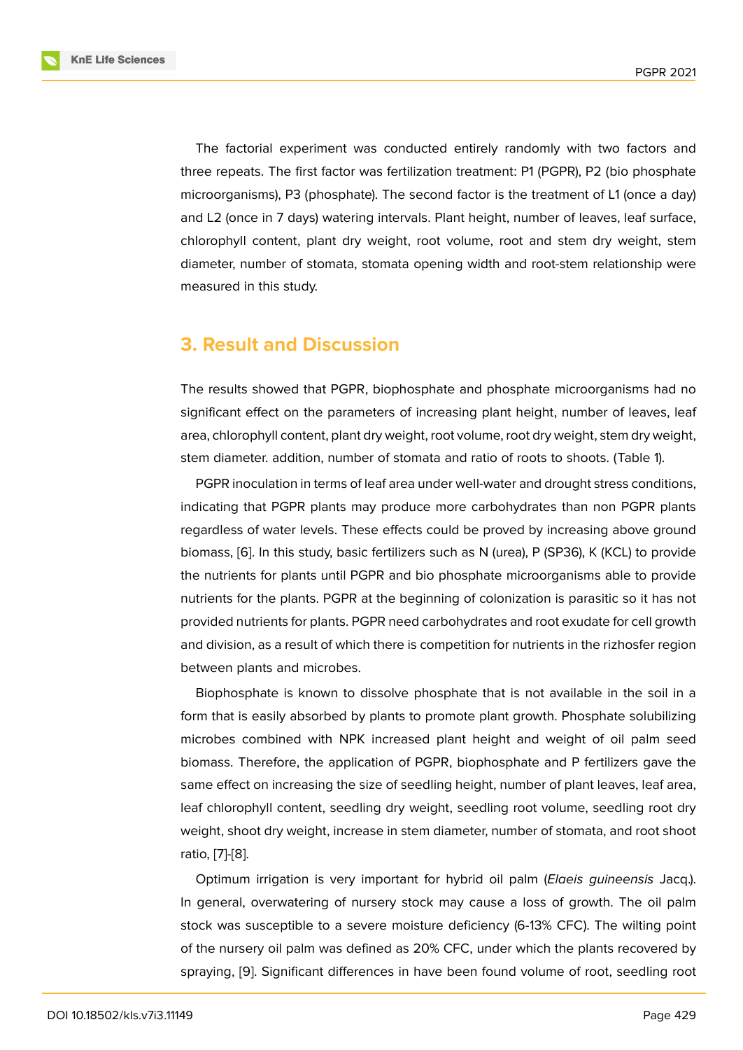The factorial experiment was conducted entirely randomly with two factors and three repeats. The first factor was fertilization treatment: P1 (PGPR), P2 (bio phosphate microorganisms), P3 (phosphate). The second factor is the treatment of L1 (once a day) and L2 (once in 7 days) watering intervals. Plant height, number of leaves, leaf surface, chlorophyll content, plant dry weight, root volume, root and stem dry weight, stem diameter, number of stomata, stomata opening width and root-stem relationship were measured in this study.

## 3. Result and Discussion

The results showed that PGPR, biophosphate and phosphate microorganisms had no significant effect on the parameters of increasing plant height, number of leaves, leaf area, chlorophyll content, plant dry weight, root volume, root dry weight, stem dry weight, stem diameter. addition, number of stomata and ratio of roots to shoots. (Table 1).

PGPR inoculation in terms of leaf area under well-water and drought stress conditions, indicating that PGPR plants may produce more carbohydrates than non PGPR plants regardless of water levels. These effects could be proved by increasing above ground biomass, [6]. In this study, basic fertilizers such as N (urea), P (SP36), K (KCL) to provide the nutrients for plants until PGPR and bio phosphate microorganisms able to provide nutrients for the plants. PGPR at the beginning of colonization is parasitic so it has not provided nutrients for plants. PGPR need carbohydrates and root exudate for cell growth and division, as a result of which there is competition for nutrients in the rizhosfer region between plants and microbes.

Biophosphate is known to dissolve phosphate that is not available in the soil in a form that is easily absorbed by plants to promote plant growth. Phosphate solubilizing microbes combined with NPK increased plant height and weight of oil palm seed biomass. Therefore, the application of PGPR, biophosphate and P fertilizers gave the same effect on increasing the size of seedling height, number of plant leaves, leaf area, leaf chlorophyll content, seedling dry weight, seedling root volume, seedling root dry weight, shoot dry weight, increase in stem diameter, number of stomata, and root shoot ratio, [7]-[8].

Optimum irrigation is very important for hybrid oil palm (*Elaeis guineensis* Jacq.). In general, overwatering of nursery stock may cause a loss of growth. The oil palm stock was susceptible to a severe moisture deficiency (6-13% CFC). The wilting point of the nursery oil palm was defined as 20% CFC, under which the plants recovered by spraying, [9]. Significant differences in have been found volume of root, seedling root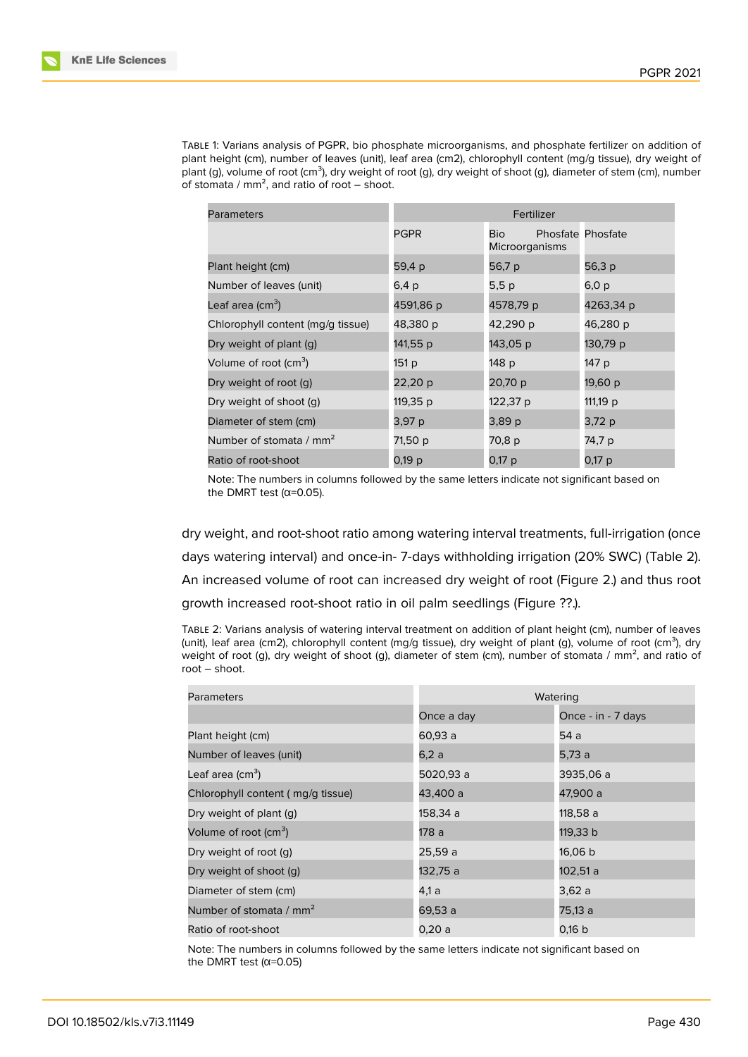Table 1: Varians analysis of PGPR, bio phosphate microorganisms, and phosphate fertilizer on addition of plant height (cm), number of leaves (unit), leaf area (cm2), chlorophyll content (mg/g tissue), dry weight of plant (g), volume of root (cm$^3$), dry weight of root (g), dry weight of shoot (g), diameter of stem (cm), number of stomata / mm$^2$, and ratio of root – shoot.

| Parameters | Fertilizer | | |
|---|---|---|---|
| | PGPR | Bio Phosfate Microorganisms | Phosfate |
| Plant height (cm) | 59,4 p | 56,7 p | 56,3 p |
| Number of leaves (unit) | 6,4 p | 5,5 p | 6,0 p |
| Leaf area (cm$^3$) | 4591,86 p | 4578,79 p | 4263,34 p |
| Chlorophyll content (mg/g tissue) | 48,380 p | 42,290 p | 46,280 p |
| Dry weight of plant (g) | 141,55 p | 143,05 p | 130,79 p |
| Volume of root (cm$^3$) | 151 p | 148 p | 147 p |
| Dry weight of root (g) | 22,20 p | 20,70 p | 19,60 p |
| Dry weight of shoot (g) | 119,35 p | 122,37 p | 111,19 p |
| Diameter of stem (cm) | 3,97 p | 3,89 p | 3,72 p |
| Number of stomata / mm$^2$ | 71,50 p | 70,8 p | 74,7 p |
| Ratio of root-shoot | 0,19 p | 0,17 p | 0,17 p |

Note: The numbers in columns followed by the same letters indicate not significant based on the DMRT test (α=0.05).

dry weight, and root-shoot ratio among watering interval treatments, full-irrigation (once days watering interval) and once-in- 7-days withholding irrigation (20% SWC) (Table 2). An increased volume of root can increased dry weight of root (Figure 2.) and thus root growth increased root-shoot ratio in oil palm seedlings (Figure ??.).

Table 2: Varians analysis of watering interval treatment on addition of plant height (cm), number of leaves (unit), leaf area (cm2), chlorophyll content (mg/g tissue), dry weight of plant (g), volume of root (cm$^3$), dry weight of root (g), dry weight of shoot (g), diameter of stem (cm), number of stomata / mm$^2$, and ratio of root – shoot.

| Parameters | Watering | |
|---|---|---|
| | Once a day | Once - in - 7 days |
| Plant height (cm) | 60,93 a | 54 a |
| Number of leaves (unit) | 6,2 a | 5,73 a |
| Leaf area (cm$^3$) | 5020,93 a | 3935,06 a |
| Chlorophyll content ( mg/g tissue) | 43,400 a | 47,900 a |
| Dry weight of plant (g) | 158,34 a | 118,58 a |
| Volume of root (cm$^3$) | 178 a | 119,33 b |
| Dry weight of root (g) | 25,59 a | 16,06 b |
| Dry weight of shoot (g) | 132,75 a | 102,51 a |
| Diameter of stem (cm) | 4,1 a | 3,62 a |
| Number of stomata / mm$^2$ | 69,53 a | 75,13 a |
| Ratio of root-shoot | 0,20 a | 0,16 b |

Note: The numbers in columns followed by the same letters indicate not significant based on the DMRT test (α=0.05)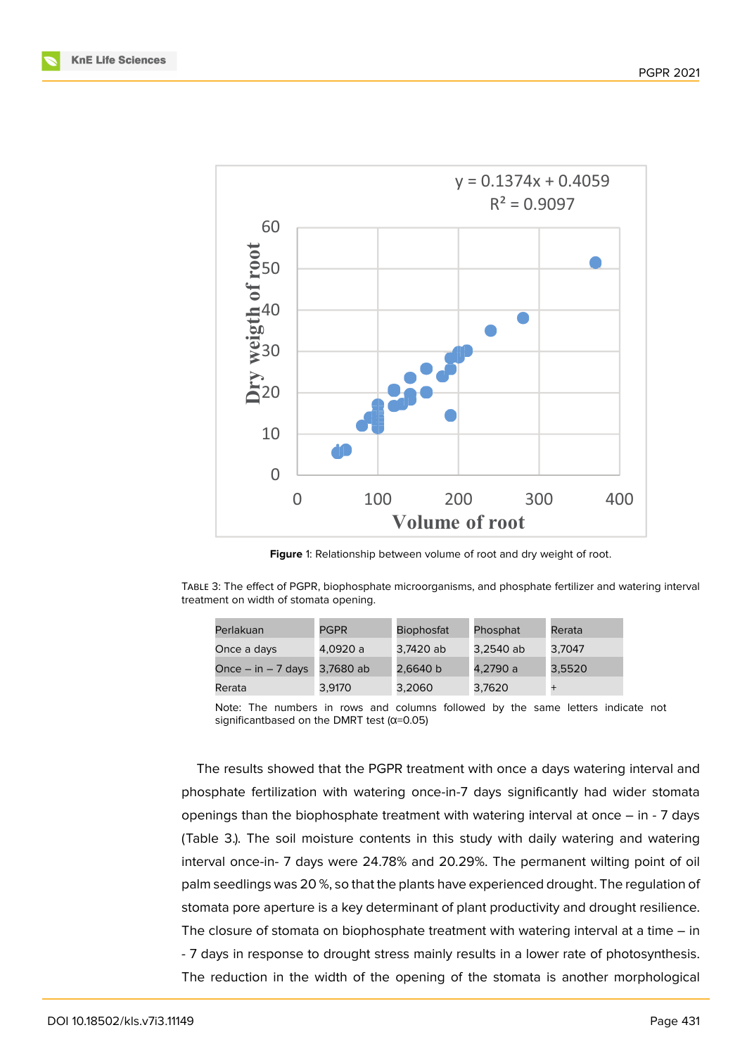y = 0.1374x + 0.4059
$R^2 = 0.9097$

Figure 1: Relationship between volume of root and dry weight of root.

Table 3: The effect of PGPR, biophosphate microorganisms, and phosphate fertilizer and watering interval treatment on width of stomata opening.

| Perlakuan | PGPR | Biophosfat | Phosphat | Rerata |
|---|---|---|---|---|
| Once a days | 4,0920 a | 3,7420 ab | 3,2540 ab | 3,7047 |
| Once – in – 7 days | 3,7680 ab | 2,6640 b | 4,2790 a | 3,5520 |
| Rerata | 3,9170 | 3,2060 | 3,7620 | + |

Note: The numbers in rows and columns followed by the same letters indicate not significantbased on the DMRT test (α=0.05)

The results showed that the PGPR treatment with once a days watering interval and phosphate fertilization with watering once-in-7 days significantly had wider stomata openings than the biophosphate treatment with watering interval at once – in - 7 days (Table 3.). The soil moisture contents in this study with daily watering and watering interval once-in- 7 days were 24.78% and 20.29%. The permanent wilting point of oil palm seedlings was 20 %, so that the plants have experienced drought. The regulation of stomata pore aperture is a key determinant of plant productivity and drought resilience. The closure of stomata on biophosphate treatment with watering interval at a time – in - 7 days in response to drought stress mainly results in a lower rate of photosynthesis. The reduction in the width of the opening of the stomata is another morphological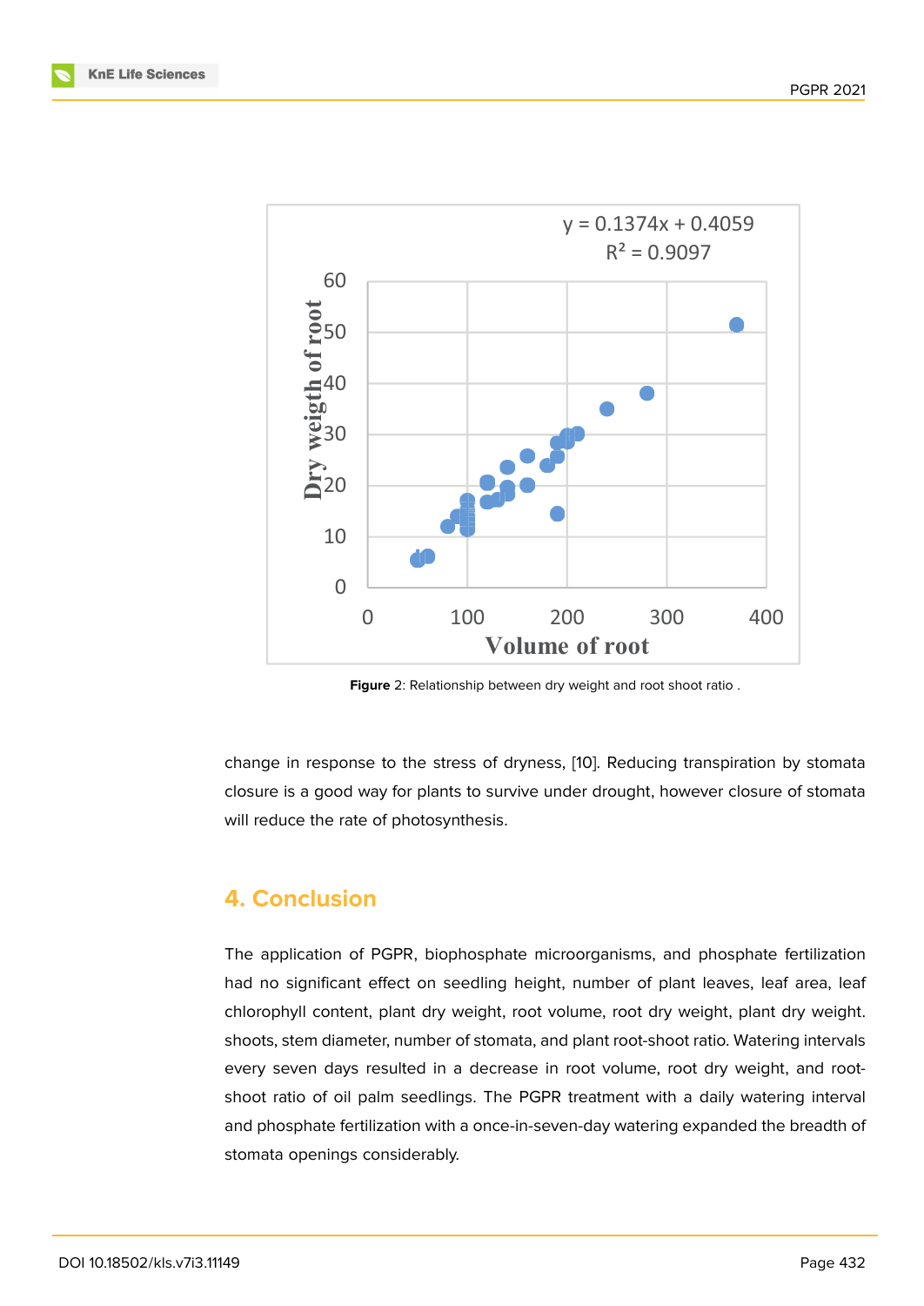**Figure 2**: Relationship between dry weight and root shoot ratio .

change in response to the stress of dryness, [10]. Reducing transpiration by stomata closure is a good way for plants to survive under drought, however closure of stomata will reduce the rate of photosynthesis.

## 4. Conclusion

The application of PGPR, biophosphate microorganisms, and phosphate fertilization had no significant effect on seedling height, number of plant leaves, leaf area, leaf chlorophyll content, plant dry weight, root volume, root dry weight, plant dry weight. shoots, stem diameter, number of stomata, and plant root-shoot ratio. Watering intervals every seven days resulted in a decrease in root volume, root dry weight, and root-shoot ratio of oil palm seedlings. The PGPR treatment with a daily watering interval and phosphate fertilization with a once-in-seven-day watering expanded the breadth of stomata openings considerably.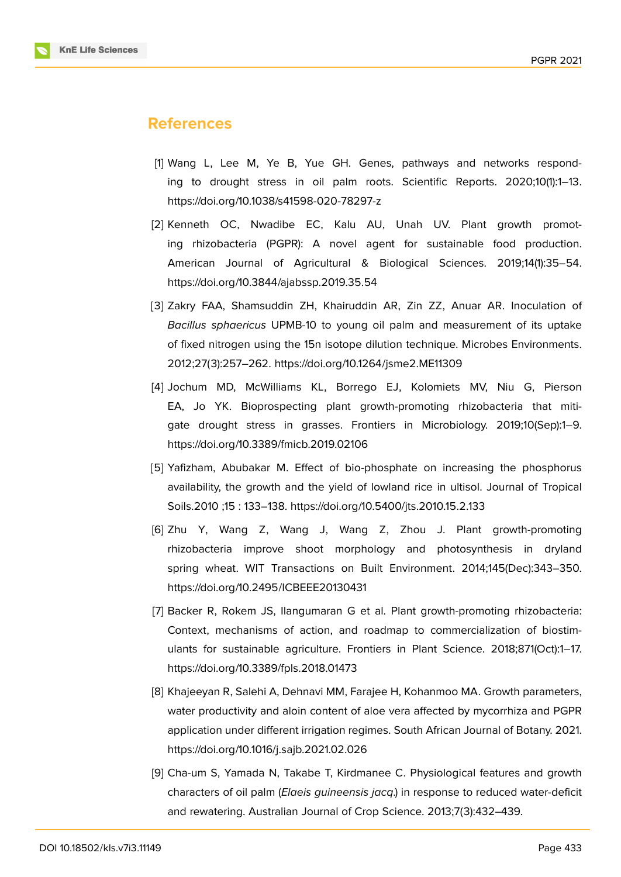## References

[1] Wang L, Lee M, Ye B, Yue GH. Genes, pathways and networks responding to drought stress in oil palm roots. Scientific Reports. 2020;10(1):1–13. https://doi.org/10.1038/s41598-020-78297-z

[2] Kenneth OC, Nwadibe EC, Kalu AU, Unah UV. Plant growth promoting rhizobacteria (PGPR): A novel agent for sustainable food production. American Journal of Agricultural & Biological Sciences. 2019;14(1):35–54. https://doi.org/10.3844/ajabssp.2019.35.54

[3] Zakry FAA, Shamsuddin ZH, Khairuddin AR, Zin ZZ, Anuar AR. Inoculation of *Bacillus sphaericus* UPMB-10 to young oil palm and measurement of its uptake of fixed nitrogen using the 15n isotope dilution technique. Microbes Environments. 2012;27(3):257–262. https://doi.org/10.1264/jsme2.ME11309

[4] Jochum MD, McWilliams KL, Borrego EJ, Kolomiets MV, Niu G, Pierson EA, Jo YK. Bioprospecting plant growth-promoting rhizobacteria that mitigate drought stress in grasses. Frontiers in Microbiology. 2019;10(Sep):1–9. https://doi.org/10.3389/fmicb.2019.02106

[5] Yafizham, Abubakar M. Effect of bio-phosphate on increasing the phosphorus availability, the growth and the yield of lowland rice in ultisol. Journal of Tropical Soils.2010 ;15 : 133–138. https://doi.org/10.5400/jts.2010.15.2.133

[6] Zhu Y, Wang Z, Wang J, Wang Z, Zhou J. Plant growth-promoting rhizobacteria improve shoot morphology and photosynthesis in dryland spring wheat. WIT Transactions on Built Environment. 2014;145(Dec):343–350. https://doi.org/10.2495/ICBEEE20130431

[7] Backer R, Rokem JS, Ilangumaran G et al. Plant growth-promoting rhizobacteria: Context, mechanisms of action, and roadmap to commercialization of biostimulants for sustainable agriculture. Frontiers in Plant Science. 2018;871(Oct):1–17. https://doi.org/10.3389/fpls.2018.01473

[8] Khajeeyan R, Salehi A, Dehnavi MM, Farajee H, Kohanmoo MA. Growth parameters, water productivity and aloin content of aloe vera affected by mycorrhiza and PGPR application under different irrigation regimes. South African Journal of Botany. 2021. https://doi.org/10.1016/j.sajb.2021.02.026

[9] Cha-um S, Yamada N, Takabe T, Kirdmanee C. Physiological features and growth characters of oil palm (*Elaeis guineensis jacq*.) in response to reduced water-deficit and rewatering. Australian Journal of Crop Science. 2013;7(3):432–439.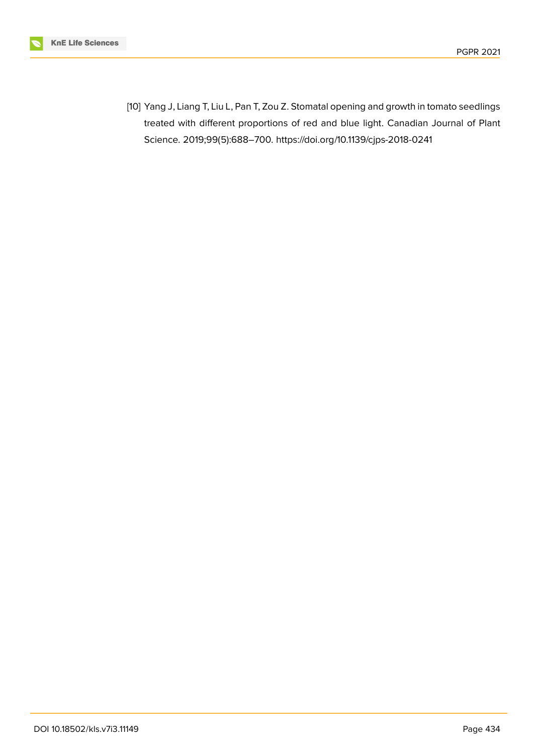[10] Yang J, Liang T, Liu L, Pan T, Zou Z. Stomatal opening and growth in tomato seedlings treated with different proportions of red and blue light. Canadian Journal of Plant Science. 2019;99(5):688–700. https://doi.org/10.1139/cjps-2018-0241